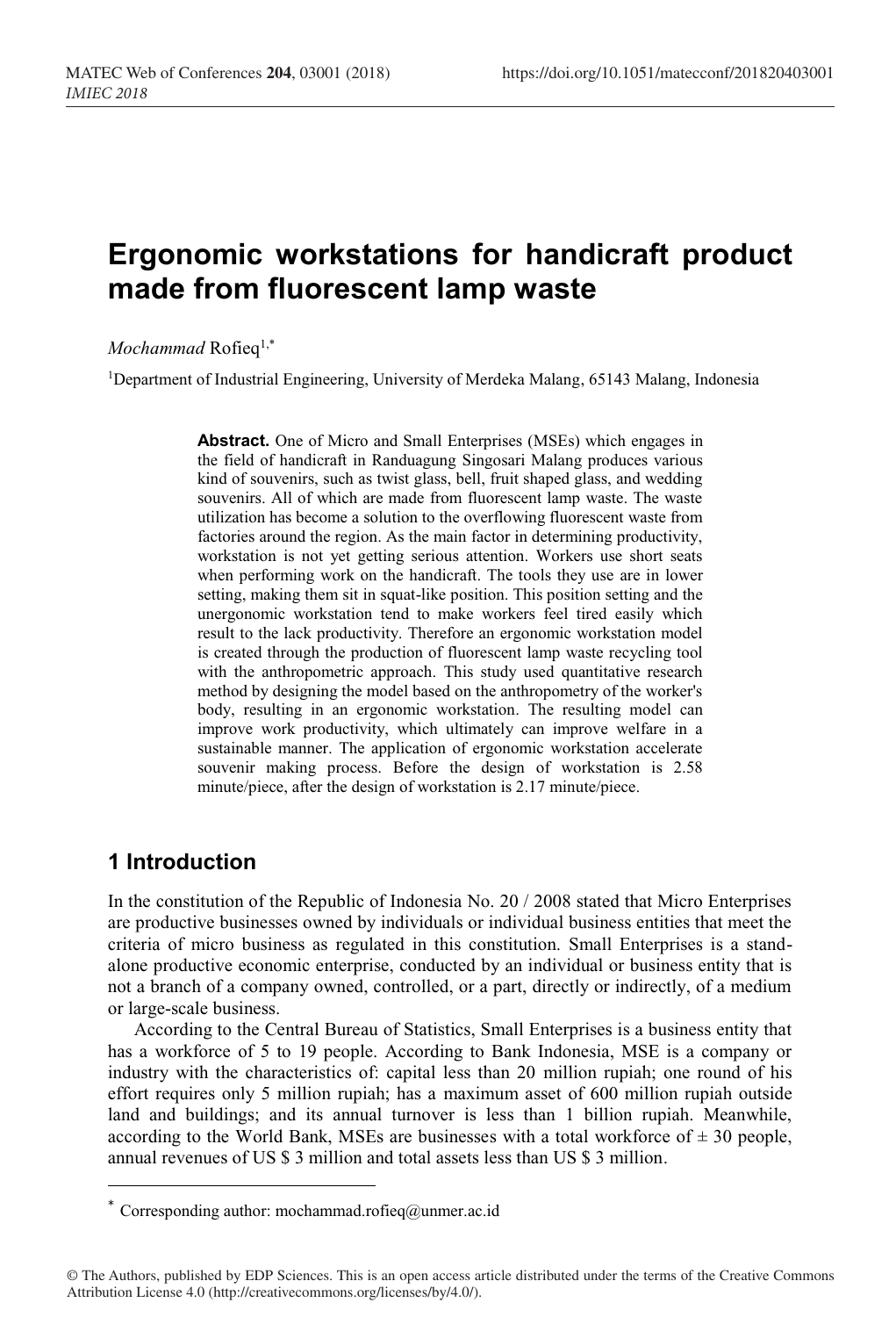# Ergonomic workstations for handicraft product made from fluorescent lamp waste

*Mochammad* Rofieq[1,*]

[1]Department of Industrial Engineering, University of Merdeka Malang, 65143 Malang, Indonesia

**Abstract.** One of Micro and Small Enterprises (MSEs) which engages in the field of handicraft in Randuagung Singosari Malang produces various kind of souvenirs, such as twist glass, bell, fruit shaped glass, and wedding souvenirs. All of which are made from fluorescent lamp waste. The waste utilization has become a solution to the overflowing fluorescent waste from factories around the region. As the main factor in determining productivity, workstation is not yet getting serious attention. Workers use short seats when performing work on the handicraft. The tools they use are in lower setting, making them sit in squat-like position. This position setting and the unergonomic workstation tend to make workers feel tired easily which result to the lack productivity. Therefore an ergonomic workstation model is created through the production of fluorescent lamp waste recycling tool with the anthropometric approach. This study used quantitative research method by designing the model based on the anthropometry of the worker's body, resulting in an ergonomic workstation. The resulting model can improve work productivity, which ultimately can improve welfare in a sustainable manner. The application of ergonomic workstation accelerate souvenir making process. Before the design of workstation is 2.58 minute/piece, after the design of workstation is 2.17 minute/piece.

## 1 Introduction

In the constitution of the Republic of Indonesia No. 20 / 2008 stated that Micro Enterprises are productive businesses owned by individuals or individual business entities that meet the criteria of micro business as regulated in this constitution. Small Enterprises is a stand-alone productive economic enterprise, conducted by an individual or business entity that is not a branch of a company owned, controlled, or a part, directly or indirectly, of a medium or large-scale business.

According to the Central Bureau of Statistics, Small Enterprises is a business entity that has a workforce of 5 to 19 people. According to Bank Indonesia, MSE is a company or industry with the characteristics of: capital less than 20 million rupiah; one round of his effort requires only 5 million rupiah; has a maximum asset of 600 million rupiah outside land and buildings; and its annual turnover is less than 1 billion rupiah. Meanwhile, according to the World Bank, MSEs are businesses with a total workforce of ± 30 people, annual revenues of US $ 3 million and total assets less than US $ 3 million.

---

* Corresponding author: mochammad.rofieq@unmer.ac.id

© The Authors, published by EDP Sciences. This is an open access article distributed under the terms of the Creative Commons Attribution License 4.0 (http://creativecommons.org/licenses/by/4.0/).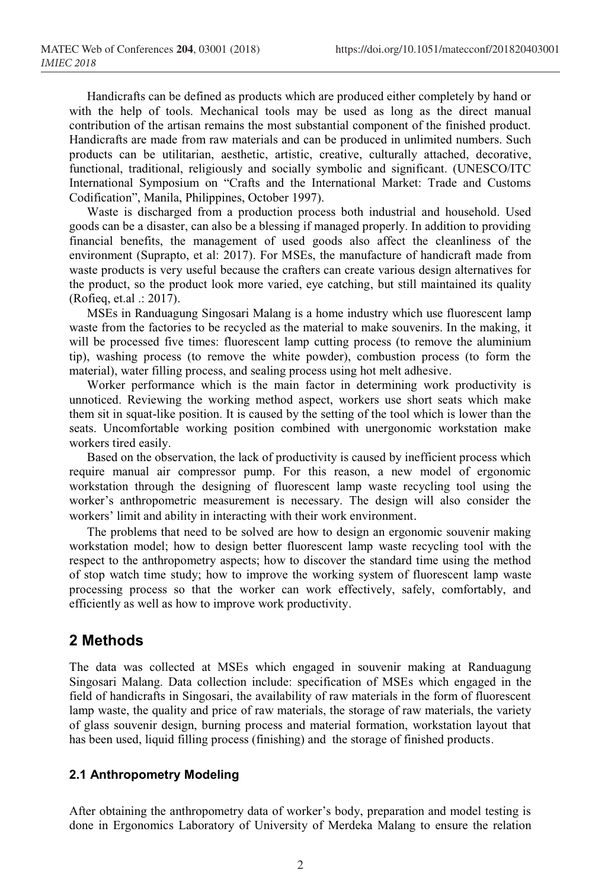Handicrafts can be defined as products which are produced either completely by hand or with the help of tools. Mechanical tools may be used as long as the direct manual contribution of the artisan remains the most substantial component of the finished product. Handicrafts are made from raw materials and can be produced in unlimited numbers. Such products can be utilitarian, aesthetic, artistic, creative, culturally attached, decorative, functional, traditional, religiously and socially symbolic and significant. (UNESCO/ITC International Symposium on "Crafts and the International Market: Trade and Customs Codification", Manila, Philippines, October 1997).

Waste is discharged from a production process both industrial and household. Used goods can be a disaster, can also be a blessing if managed properly. In addition to providing financial benefits, the management of used goods also affect the cleanliness of the environment (Suprapto, et al: 2017). For MSEs, the manufacture of handicraft made from waste products is very useful because the crafters can create various design alternatives for the product, so the product look more varied, eye catching, but still maintained its quality (Rofieq, et.al .: 2017).

MSEs in Randuagung Singosari Malang is a home industry which use fluorescent lamp waste from the factories to be recycled as the material to make souvenirs. In the making, it will be processed five times: fluorescent lamp cutting process (to remove the aluminium tip), washing process (to remove the white powder), combustion process (to form the material), water filling process, and sealing process using hot melt adhesive.

Worker performance which is the main factor in determining work productivity is unnoticed. Reviewing the working method aspect, workers use short seats which make them sit in squat-like position. It is caused by the setting of the tool which is lower than the seats. Uncomfortable working position combined with unergonomic workstation make workers tired easily.

Based on the observation, the lack of productivity is caused by inefficient process which require manual air compressor pump. For this reason, a new model of ergonomic workstation through the designing of fluorescent lamp waste recycling tool using the worker's anthropometric measurement is necessary. The design will also consider the workers' limit and ability in interacting with their work environment.

The problems that need to be solved are how to design an ergonomic souvenir making workstation model; how to design better fluorescent lamp waste recycling tool with the respect to the anthropometry aspects; how to discover the standard time using the method of stop watch time study; how to improve the working system of fluorescent lamp waste processing process so that the worker can work effectively, safely, comfortably, and efficiently as well as how to improve work productivity.

## 2 Methods

The data was collected at MSEs which engaged in souvenir making at Randuagung Singosari Malang. Data collection include: specification of MSEs which engaged in the field of handicrafts in Singosari, the availability of raw materials in the form of fluorescent lamp waste, the quality and price of raw materials, the storage of raw materials, the variety of glass souvenir design, burning process and material formation, workstation layout that has been used, liquid filling process (finishing) and the storage of finished products.

### 2.1 Anthropometry Modeling

After obtaining the anthropometry data of worker's body, preparation and model testing is done in Ergonomics Laboratory of University of Merdeka Malang to ensure the relation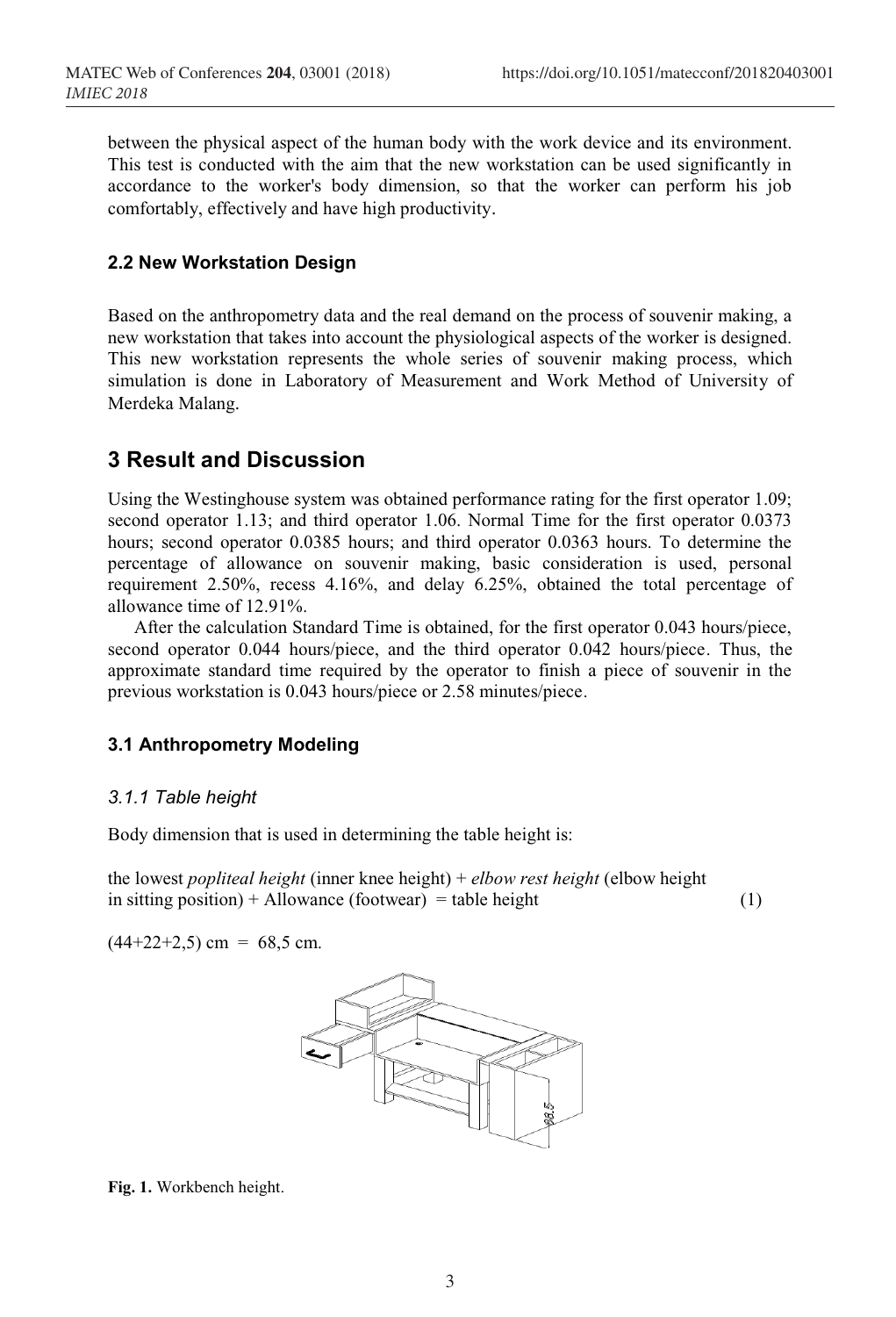between the physical aspect of the human body with the work device and its environment. This test is conducted with the aim that the new workstation can be used significantly in accordance to the worker's body dimension, so that the worker can perform his job comfortably, effectively and have high productivity.

### 2.2 New Workstation Design

Based on the anthropometry data and the real demand on the process of souvenir making, a new workstation that takes into account the physiological aspects of the worker is designed. This new workstation represents the whole series of souvenir making process, which simulation is done in Laboratory of Measurement and Work Method of University of Merdeka Malang.

## 3 Result and Discussion

Using the Westinghouse system was obtained performance rating for the first operator 1.09; second operator 1.13; and third operator 1.06. Normal Time for the first operator 0.0373 hours; second operator 0.0385 hours; and third operator 0.0363 hours. To determine the percentage of allowance on souvenir making, basic consideration is used, personal requirement 2.50%, recess 4.16%, and delay 6.25%, obtained the total percentage of allowance time of 12.91%.

After the calculation Standard Time is obtained, for the first operator 0.043 hours/piece, second operator 0.044 hours/piece, and the third operator 0.042 hours/piece. Thus, the approximate standard time required by the operator to finish a piece of souvenir in the previous workstation is 0.043 hours/piece or 2.58 minutes/piece.

### 3.1 Anthropometry Modeling

#### *3.1.1 Table height*

Body dimension that is used in determining the table height is:

the lowest *popliteal height* (inner knee height) + *elbow rest height* (elbow height in sitting position) + Allowance (footwear) = table height (1)

(44+22+2,5) cm = 68,5 cm.

**Fig. 1.** Workbench height.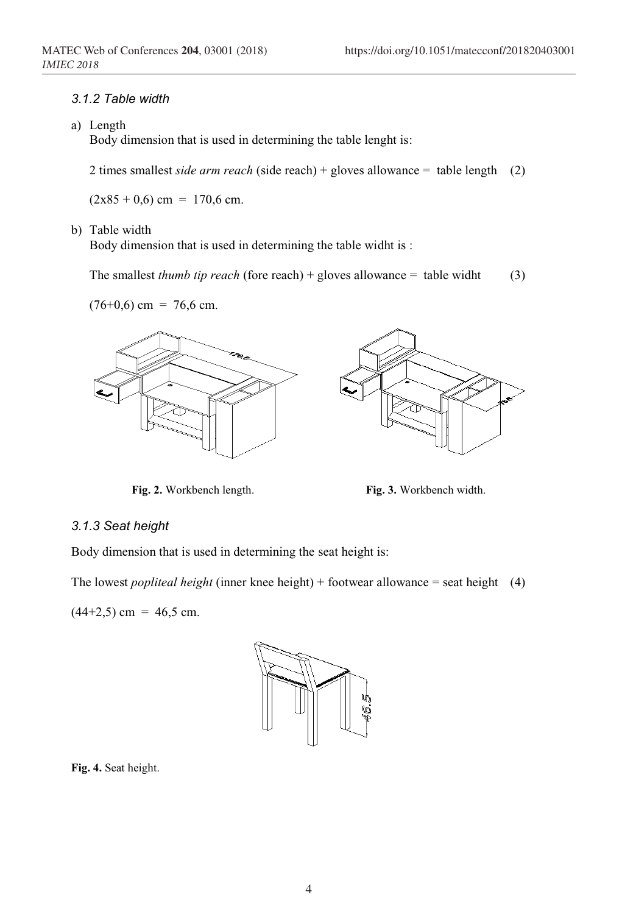### 3.1.2 Table width

a) Length

Body dimension that is used in determining the table lenght is:

2 times smallest *side arm reach* (side reach) + gloves allowance = table length (2)

(2x85 + 0,6) cm = 170,6 cm.

b) Table width

Body dimension that is used in determining the table widht is :

The smallest *thumb tip reach* (fore reach) + gloves allowance = table widht (3)

(76+0,6) cm = 76,6 cm.

**Fig. 2.** Workbench length.

**Fig. 3.** Workbench width.

### 3.1.3 Seat height

Body dimension that is used in determining the seat height is:

The lowest *popliteal height* (inner knee height) + footwear allowance = seat height (4)

(44+2,5) cm = 46,5 cm.

**Fig. 4.** Seat height.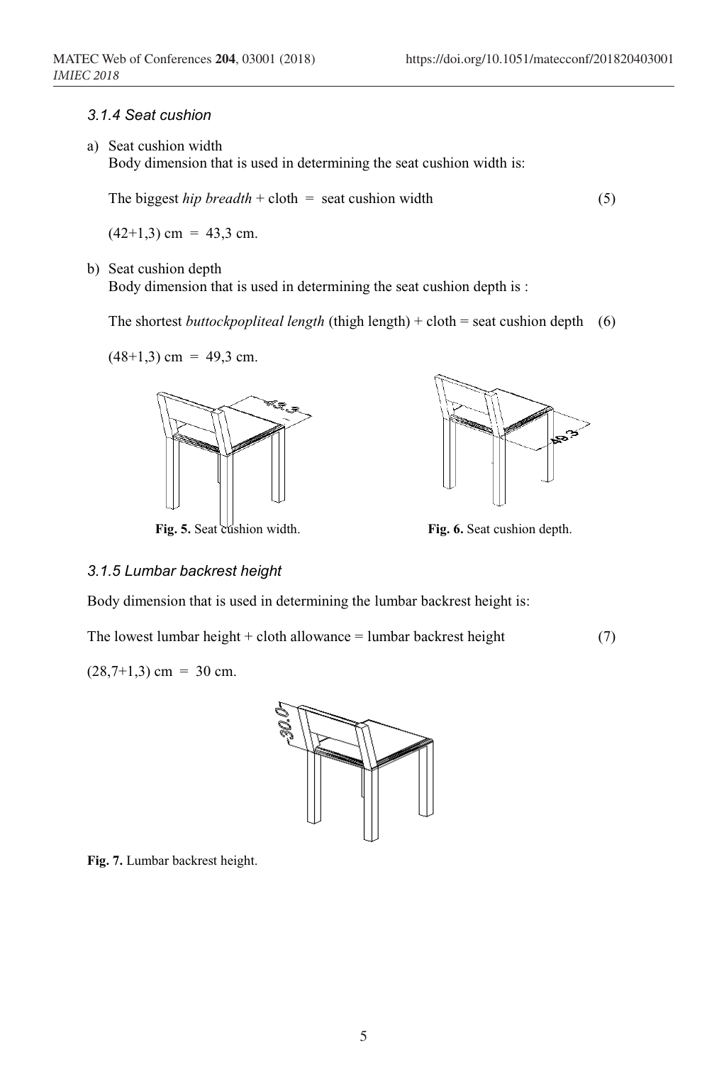### 3.1.4 Seat cushion

a) Seat cushion width

   Body dimension that is used in determining the seat cushion width is:

   The biggest *hip breadth* + cloth = seat cushion width (5)

   (42+1,3) cm = 43,3 cm.

b) Seat cushion depth

   Body dimension that is used in determining the seat cushion depth is :

   The shortest *buttockpopliteal length* (thigh length) + cloth = seat cushion depth (6)

   (48+1,3) cm = 49,3 cm.

**Fig. 5.** Seat cushion width.

**Fig. 6.** Seat cushion depth.

### 3.1.5 Lumbar backrest height

Body dimension that is used in determining the lumbar backrest height is:

The lowest lumbar height + cloth allowance = lumbar backrest height (7)

(28,7+1,3) cm = 30 cm.

**Fig. 7.** Lumbar backrest height.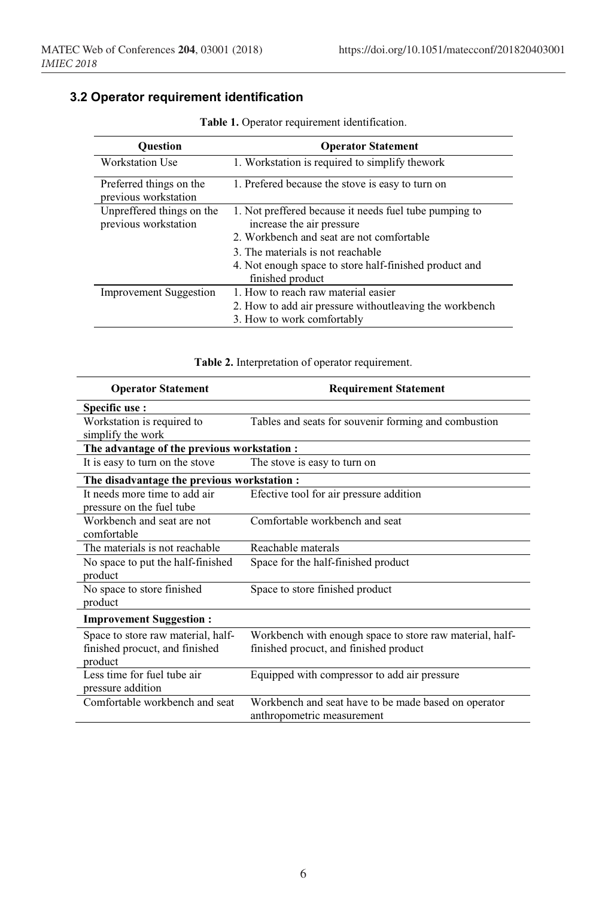### 3.2 Operator requirement identification

**Table 1.** Operator requirement identification.

| Question | Operator Statement |
| --- | --- |
| Workstation Use | 1. Workstation is required to simplify thework |
| Preferred things on the previous workstation | 1. Prefered because the stove is easy to turn on |
| Unpreffered things on the previous workstation | 1. Not preffered because it needs fuel tube pumping to increase the air pressure<br>2. Workbench and seat are not comfortable<br>3. The materials is not reachable<br>4. Not enough space to store half-finished product and finished product |
| Improvement Suggestion | 1. How to reach raw material easier<br>2. How to add air pressure withoutleaving the workbench<br>3. How to work comfortably |

**Table 2.** Interpretation of operator requirement.

| Operator Statement | Requirement Statement |
| --- | --- |
| **Specific use :** | |
| Workstation is required to simplify the work | Tables and seats for souvenir forming and combustion |
| **The advantage of the previous workstation :** | |
| It is easy to turn on the stove | The stove is easy to turn on |
| **The disadvantage the previous workstation :** | |
| It needs more time to add air pressure on the fuel tube | Efective tool for air pressure addition |
| Workbench and seat are not comfortable | Comfortable workbench and seat |
| The materials is not reachable | Reachable materals |
| No space to put the half-finished product | Space for the half-finished product |
| No space to store finished product | Space to store finished product |
| **Improvement Suggestion :** | |
| Space to store raw material, half-finished procuct, and finished product | Workbench with enough space to store raw material, half-finished procuct, and finished product |
| Less time for fuel tube air pressure addition | Equipped with compressor to add air pressure |
| Comfortable workbench and seat | Workbench and seat have to be made based on operator anthropometric measurement |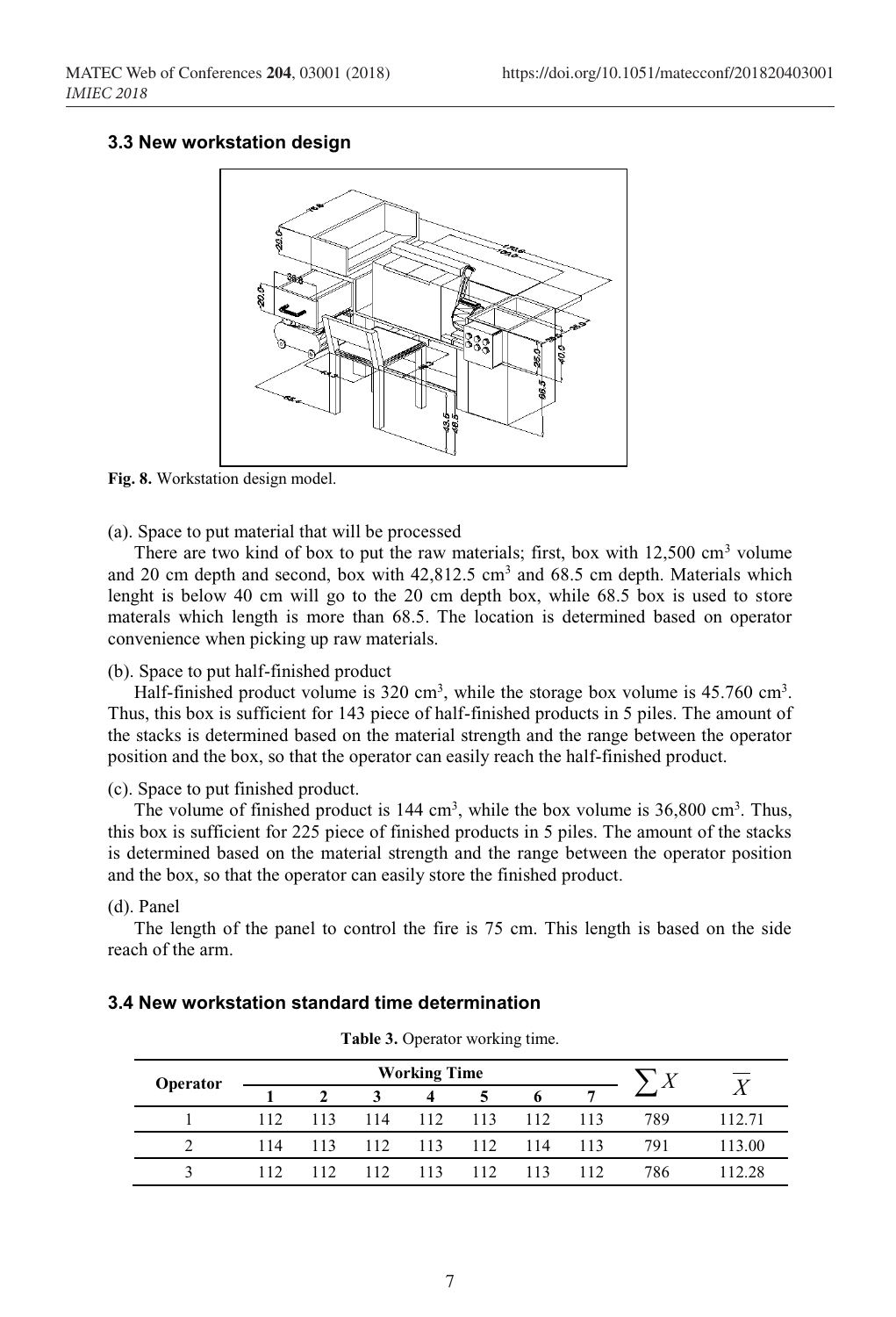### 3.3 New workstation design

Fig. 8. Workstation design model.

(a). Space to put material that will be processed

There are two kind of box to put the raw materials; first, box with 12,500 $cm^3$ volume and 20 cm depth and second, box with 42,812.5 $cm^3$ and 68.5 cm depth. Materials which lenght is below 40 cm will go to the 20 cm depth box, while 68.5 box is used to store materals which length is more than 68.5. The location is determined based on operator convenience when picking up raw materials.

(b). Space to put half-finished product

Half-finished product volume is 320 $cm^3$, while the storage box volume is 45.760 $cm^3$. Thus, this box is sufficient for 143 piece of half-finished products in 5 piles. The amount of the stacks is determined based on the material strength and the range between the operator position and the box, so that the operator can easily reach the half-finished product.

(c). Space to put finished product.

The volume of finished product is 144 $cm^3$, while the box volume is 36,800 $cm^3$. Thus, this box is sufficient for 225 piece of finished products in 5 piles. The amount of the stacks is determined based on the material strength and the range between the operator position and the box, so that the operator can easily store the finished product.

(d). Panel

The length of the panel to control the fire is 75 cm. This length is based on the side reach of the arm.

### 3.4 New workstation standard time determination

Table 3. Operator working time.

| Operator | Working Time | | | | | | | $\sum X$ | $\overline{X}$ |
|---|---|---|---|---|---|---|---|---|---|
| | 1 | 2 | 3 | 4 | 5 | 6 | 7 | | |
| 1 | 112 | 113 | 114 | 112 | 113 | 112 | 113 | 789 | 112.71 |
| 2 | 114 | 113 | 112 | 113 | 112 | 114 | 113 | 791 | 113.00 |
| 3 | 112 | 112 | 112 | 113 | 112 | 113 | 112 | 786 | 112.28 |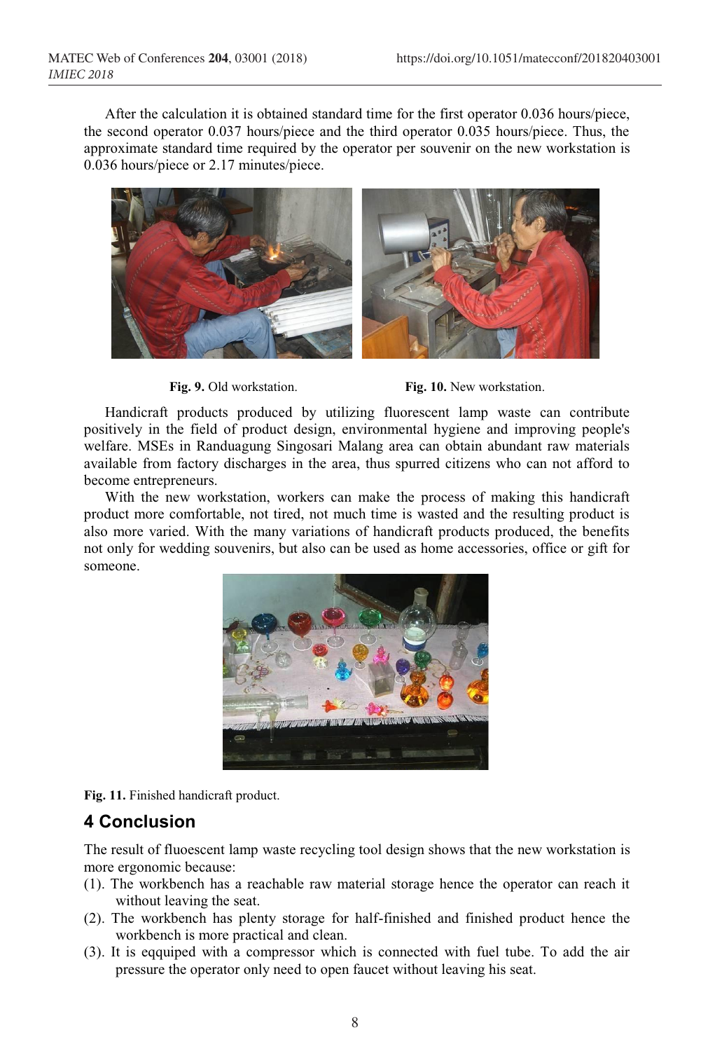After the calculation it is obtained standard time for the first operator 0.036 hours/piece, the second operator 0.037 hours/piece and the third operator 0.035 hours/piece. Thus, the approximate standard time required by the operator per souvenir on the new workstation is 0.036 hours/piece or 2.17 minutes/piece.

**Fig. 9.** Old workstation.

**Fig. 10.** New workstation.

Handicraft products produced by utilizing fluorescent lamp waste can contribute positively in the field of product design, environmental hygiene and improving people's welfare. MSEs in Randuagung Singosari Malang area can obtain abundant raw materials available from factory discharges in the area, thus spurred citizens who can not afford to become entrepreneurs.

With the new workstation, workers can make the process of making this handicraft product more comfortable, not tired, not much time is wasted and the resulting product is also more varied. With the many variations of handicraft products produced, the benefits not only for wedding souvenirs, but also can be used as home accessories, office or gift for someone.

**Fig. 11.** Finished handicraft product.

## 4 Conclusion

The result of fluoescent lamp waste recycling tool design shows that the new workstation is more ergonomic because:

(1). The workbench has a reachable raw material storage hence the operator can reach it without leaving the seat.

(2). The workbench has plenty storage for half-finished and finished product hence the workbench is more practical and clean.

(3). It is eqquiped with a compressor which is connected with fuel tube. To add the air pressure the operator only need to open faucet without leaving his seat.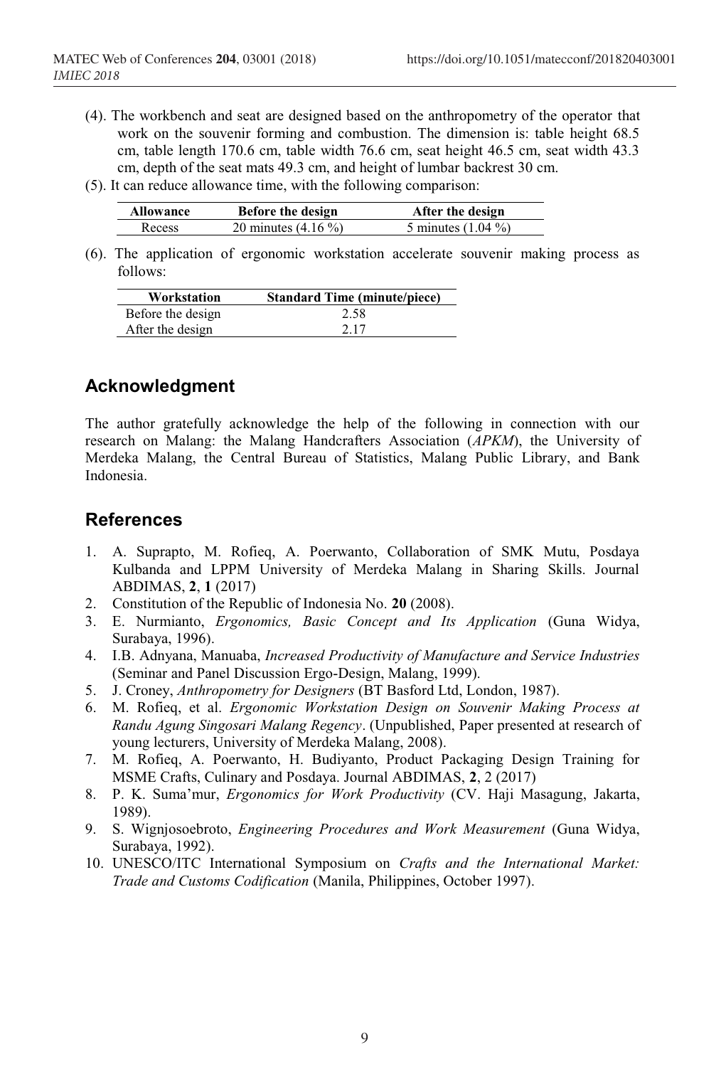(4). The workbench and seat are designed based on the anthropometry of the operator that work on the souvenir forming and combustion. The dimension is: table height 68.5 cm, table length 170.6 cm, table width 76.6 cm, seat height 46.5 cm, seat width 43.3 cm, depth of the seat mats 49.3 cm, and height of lumbar backrest 30 cm.

(5). It can reduce allowance time, with the following comparison:

| Allowance | Before the design | After the design |
|---|---|---|
| Recess | 20 minutes (4.16 %) | 5 minutes (1.04 %) |

(6). The application of ergonomic workstation accelerate souvenir making process as follows:

| Workstation | Standard Time (minute/piece) |
|---|---|
| Before the design | 2.58 |
| After the design | 2.17 |

## Acknowledgment

The author gratefully acknowledge the help of the following in connection with our research on Malang: the Malang Handcrafters Association (*APKM*), the University of Merdeka Malang, the Central Bureau of Statistics, Malang Public Library, and Bank Indonesia.

## References

1. A. Suprapto, M. Rofieq, A. Poerwanto, Collaboration of SMK Mutu, Posdaya Kulbanda and LPPM University of Merdeka Malang in Sharing Skills. Journal ABDIMAS, **2**, **1** (2017)
2. Constitution of the Republic of Indonesia No. **20** (2008).
3. E. Nurmianto, *Ergonomics, Basic Concept and Its Application* (Guna Widya, Surabaya, 1996).
4. I.B. Adnyana, Manuaba, *Increased Productivity of Manufacture and Service Industries* (Seminar and Panel Discussion Ergo-Design, Malang, 1999).
5. J. Croney, *Anthropometry for Designers* (BT Basford Ltd, London, 1987).
6. M. Rofieq, et al. *Ergonomic Workstation Design on Souvenir Making Process at Randu Agung Singosari Malang Regency*. (Unpublished, Paper presented at research of young lecturers, University of Merdeka Malang, 2008).
7. M. Rofieq, A. Poerwanto, H. Budiyanto, Product Packaging Design Training for MSME Crafts, Culinary and Posdaya. Journal ABDIMAS, **2**, 2 (2017)
8. P. K. Suma'mur, *Ergonomics for Work Productivity* (CV. Haji Masagung, Jakarta, 1989).
9. S. Wignjosoebroto, *Engineering Procedures and Work Measurement* (Guna Widya, Surabaya, 1992).
10. UNESCO/ITC International Symposium on *Crafts and the International Market: Trade and Customs Codification* (Manila, Philippines, October 1997).